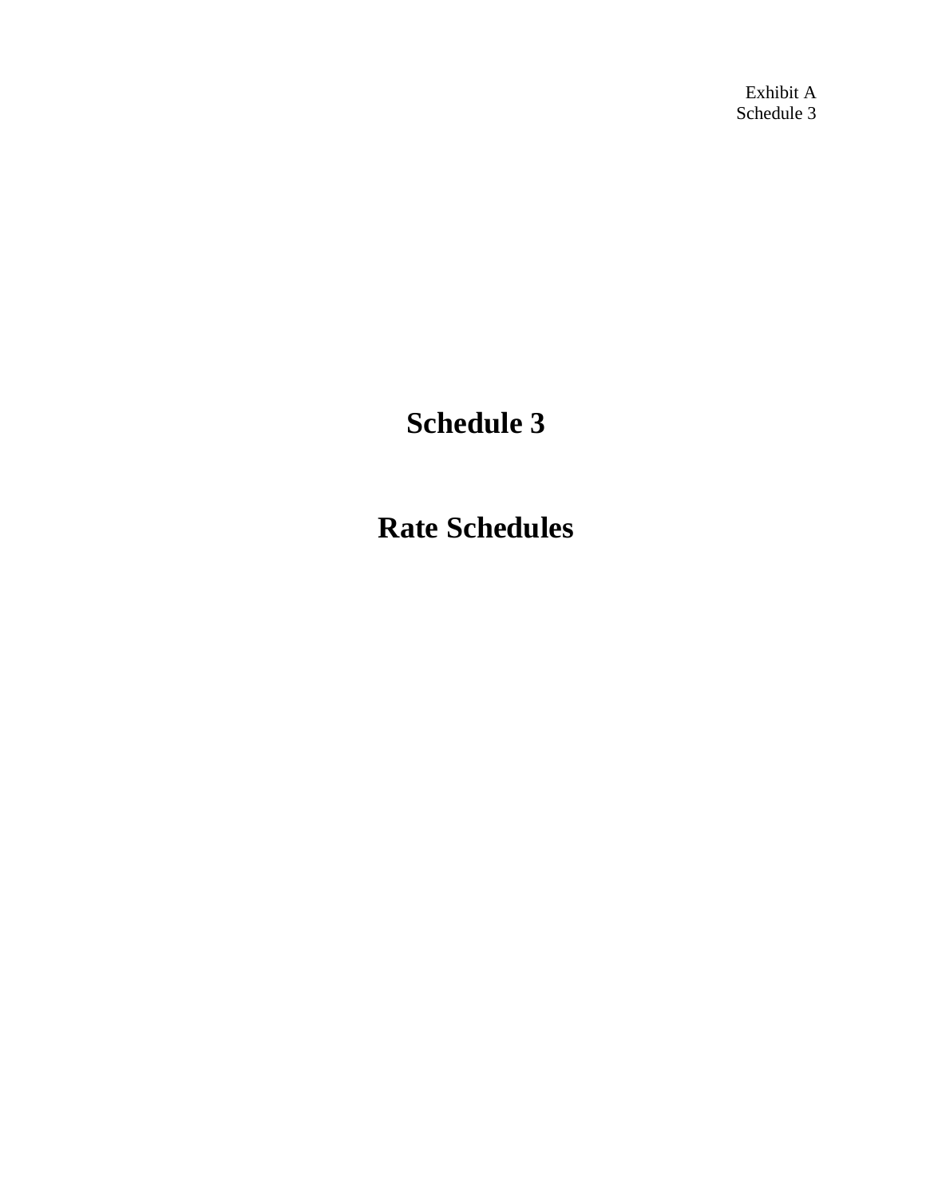Exhibit A
Schedule 3

# Schedule 3

# Rate Schedules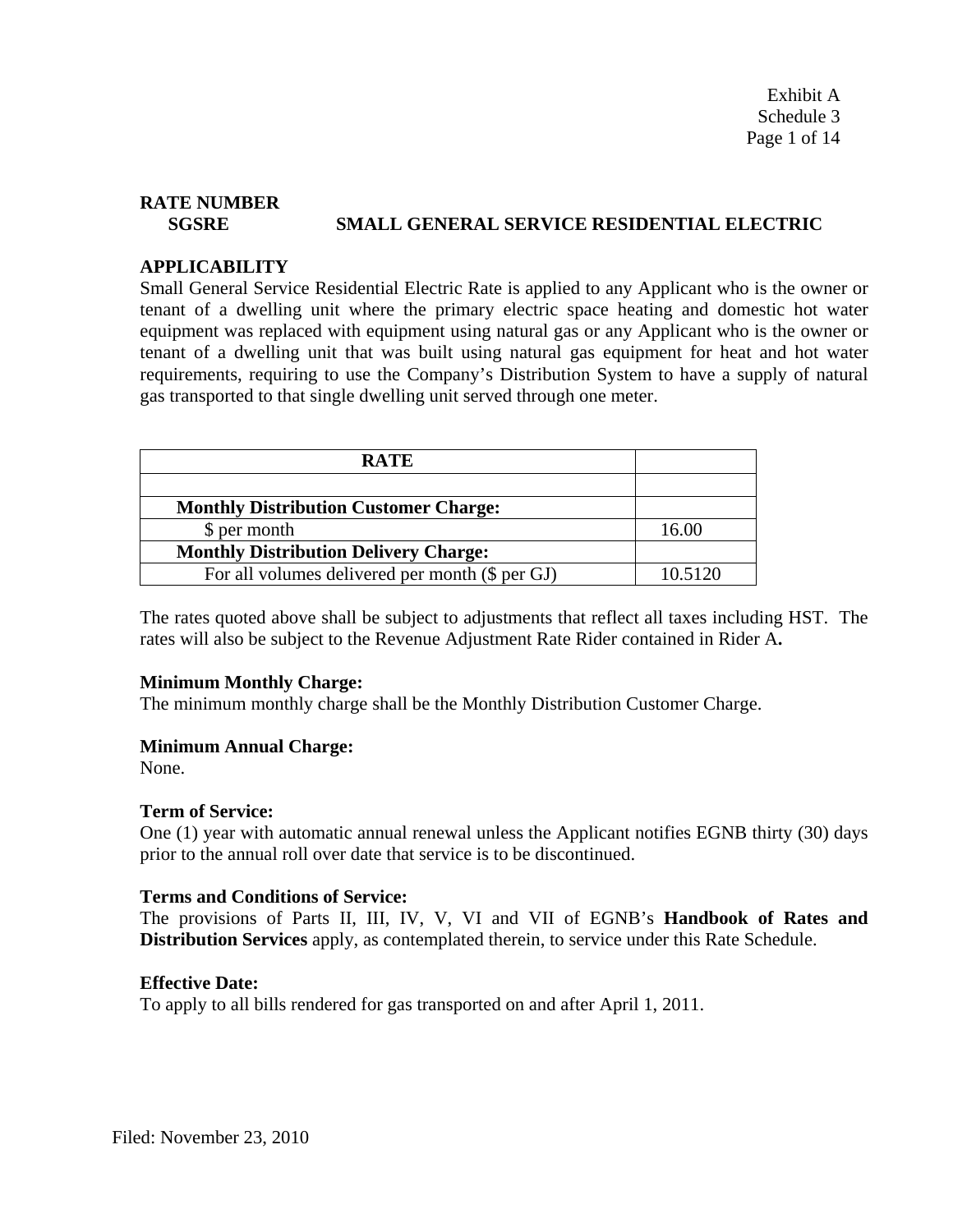Exhibit A
Schedule 3

**RATE NUMBER**

**SGSRE — SMALL GENERAL SERVICE RESIDENTIAL ELECTRIC**

**APPLICABILITY**

Small General Service Residential Electric Rate is applied to any Applicant who is the owner or tenant of a dwelling unit where the primary electric space heating and domestic hot water equipment was replaced with equipment using natural gas or any Applicant who is the owner or tenant of a dwelling unit that was built using natural gas equipment for heat and hot water requirements, requiring to use the Company's Distribution System to have a supply of natural gas transported to that single dwelling unit served through one meter.

| RATE | |
|---|---|
| | |
| **Monthly Distribution Customer Charge:** | |
| $ per month | 16.00 |
| **Monthly Distribution Delivery Charge:** | |
| For all volumes delivered per month ($ per GJ) | 10.5120 |

The rates quoted above shall be subject to adjustments that reflect all taxes including HST. The rates will also be subject to the Revenue Adjustment Rate Rider contained in Rider A**.**

**Minimum Monthly Charge:**
The minimum monthly charge shall be the Monthly Distribution Customer Charge.

**Minimum Annual Charge:**
None.

**Term of Service:**
One (1) year with automatic annual renewal unless the Applicant notifies EGNB thirty (30) days prior to the annual roll over date that service is to be discontinued.

**Terms and Conditions of Service:**
The provisions of Parts II, III, IV, V, VI and VII of EGNB's **Handbook of Rates and Distribution Services** apply, as contemplated therein, to service under this Rate Schedule.

**Effective Date:**
To apply to all bills rendered for gas transported on and after April 1, 2011.

Filed: November 23, 2010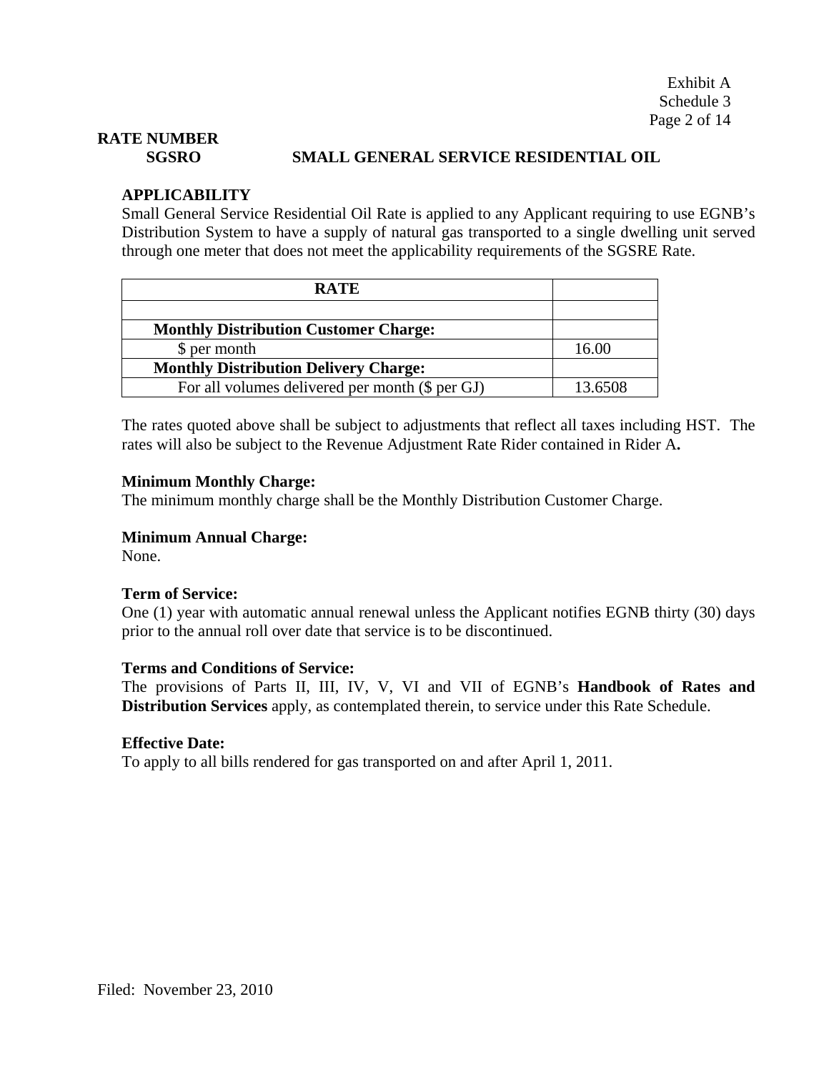Exhibit A
Schedule 3

**RATE NUMBER**

**SGSRO SMALL GENERAL SERVICE RESIDENTIAL OIL**

**APPLICABILITY**

Small General Service Residential Oil Rate is applied to any Applicant requiring to use EGNB's Distribution System to have a supply of natural gas transported to a single dwelling unit served through one meter that does not meet the applicability requirements of the SGSRE Rate.

| **RATE** | |
|---|---|
| | |
| **Monthly Distribution Customer Charge:** | |
| $ per month | 16.00 |
| **Monthly Distribution Delivery Charge:** | |
| For all volumes delivered per month ($ per GJ) | 13.6508 |

The rates quoted above shall be subject to adjustments that reflect all taxes including HST. The rates will also be subject to the Revenue Adjustment Rate Rider contained in Rider A**.**

**Minimum Monthly Charge:**
The minimum monthly charge shall be the Monthly Distribution Customer Charge.

**Minimum Annual Charge:**
None.

**Term of Service:**
One (1) year with automatic annual renewal unless the Applicant notifies EGNB thirty (30) days prior to the annual roll over date that service is to be discontinued.

**Terms and Conditions of Service:**
The provisions of Parts II, III, IV, V, VI and VII of EGNB's **Handbook of Rates and Distribution Services** apply, as contemplated therein, to service under this Rate Schedule.

**Effective Date:**
To apply to all bills rendered for gas transported on and after April 1, 2011.

Filed: November 23, 2010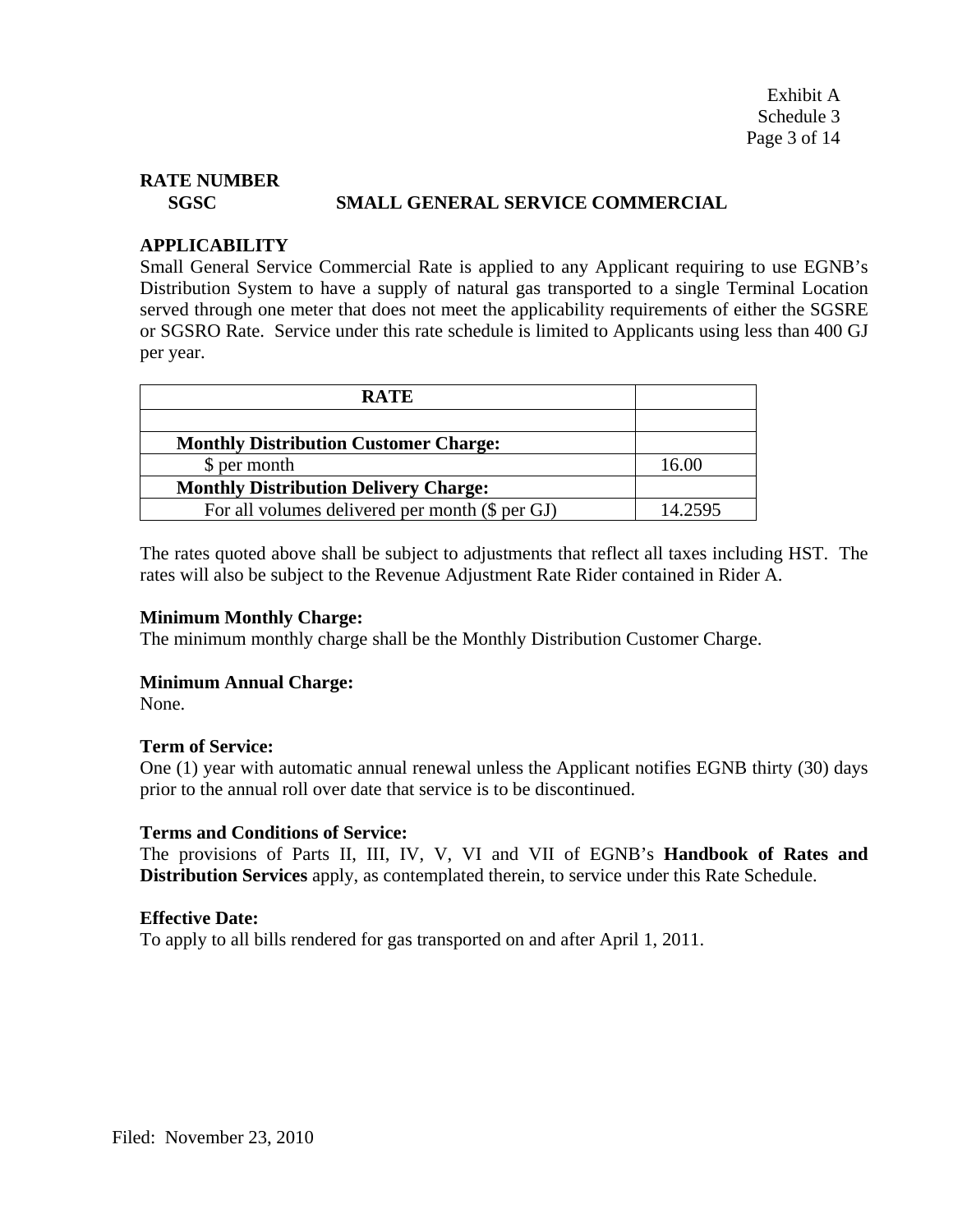Exhibit A
Schedule 3

**RATE NUMBER**

**SGSC SMALL GENERAL SERVICE COMMERCIAL**

**APPLICABILITY**

Small General Service Commercial Rate is applied to any Applicant requiring to use EGNB's Distribution System to have a supply of natural gas transported to a single Terminal Location served through one meter that does not meet the applicability requirements of either the SGSRE or SGSRO Rate. Service under this rate schedule is limited to Applicants using less than 400 GJ per year.

| RATE | |
|---|---|
| | |
| **Monthly Distribution Customer Charge:** | |
| $ per month | 16.00 |
| **Monthly Distribution Delivery Charge:** | |
| For all volumes delivered per month ($ per GJ) | 14.2595 |

The rates quoted above shall be subject to adjustments that reflect all taxes including HST. The rates will also be subject to the Revenue Adjustment Rate Rider contained in Rider A.

**Minimum Monthly Charge:**

The minimum monthly charge shall be the Monthly Distribution Customer Charge.

**Minimum Annual Charge:**

None.

**Term of Service:**

One (1) year with automatic annual renewal unless the Applicant notifies EGNB thirty (30) days prior to the annual roll over date that service is to be discontinued.

**Terms and Conditions of Service:**

The provisions of Parts II, III, IV, V, VI and VII of EGNB's **Handbook of Rates and Distribution Services** apply, as contemplated therein, to service under this Rate Schedule.

**Effective Date:**

To apply to all bills rendered for gas transported on and after April 1, 2011.

Filed: November 23, 2010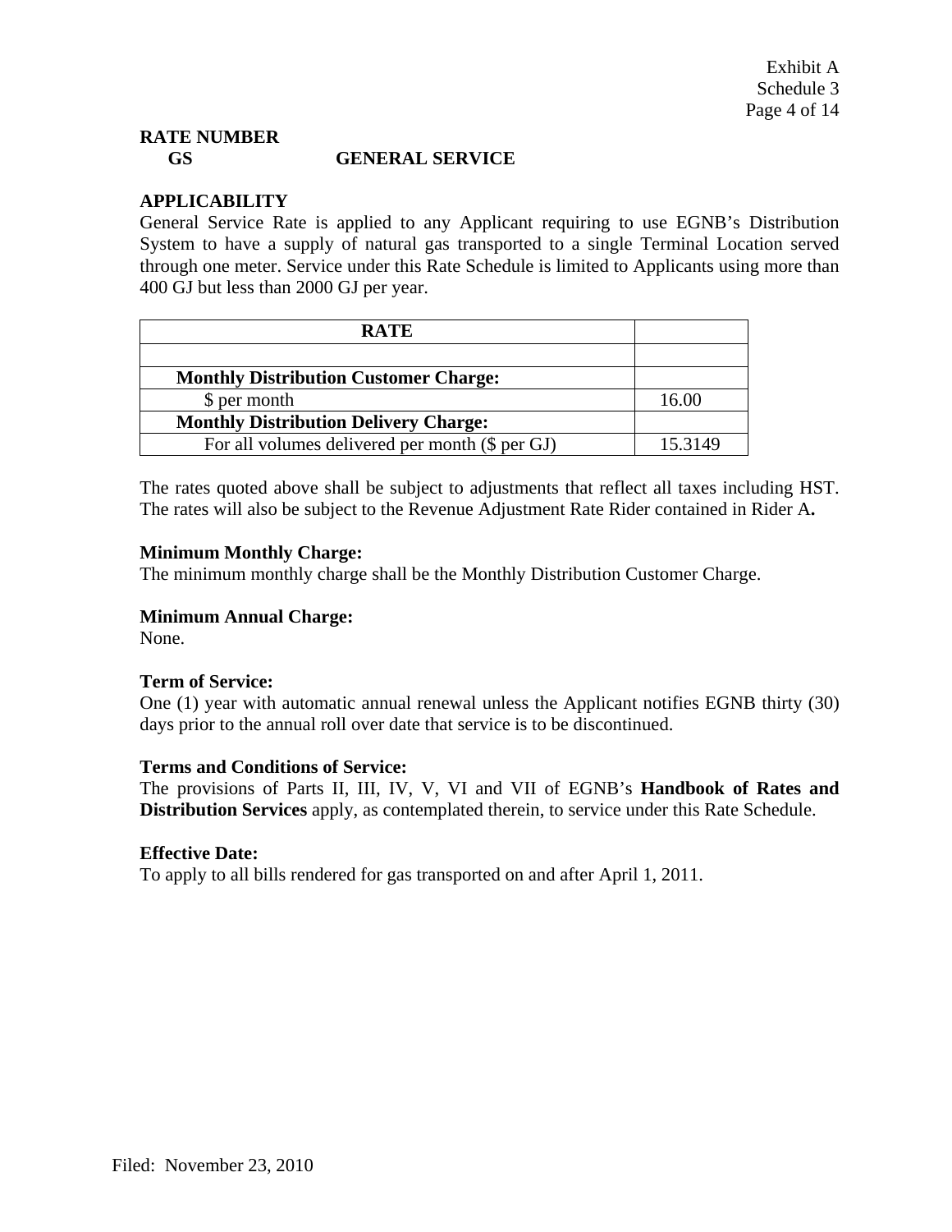Exhibit A
Schedule 3

**RATE NUMBER**
**GS GENERAL SERVICE**

**APPLICABILITY**
General Service Rate is applied to any Applicant requiring to use EGNB's Distribution System to have a supply of natural gas transported to a single Terminal Location served through one meter. Service under this Rate Schedule is limited to Applicants using more than 400 GJ but less than 2000 GJ per year.

| RATE | |
|---|---|
| | |
| **Monthly Distribution Customer Charge:** | |
| $ per month | 16.00 |
| **Monthly Distribution Delivery Charge:** | |
| For all volumes delivered per month ($ per GJ) | 15.3149 |

The rates quoted above shall be subject to adjustments that reflect all taxes including HST. The rates will also be subject to the Revenue Adjustment Rate Rider contained in Rider A**.**

**Minimum Monthly Charge:**
The minimum monthly charge shall be the Monthly Distribution Customer Charge.

**Minimum Annual Charge:**
None.

**Term of Service:**
One (1) year with automatic annual renewal unless the Applicant notifies EGNB thirty (30) days prior to the annual roll over date that service is to be discontinued.

**Terms and Conditions of Service:**
The provisions of Parts II, III, IV, V, VI and VII of EGNB's **Handbook of Rates and Distribution Services** apply, as contemplated therein, to service under this Rate Schedule.

**Effective Date:**
To apply to all bills rendered for gas transported on and after April 1, 2011.

Filed: November 23, 2010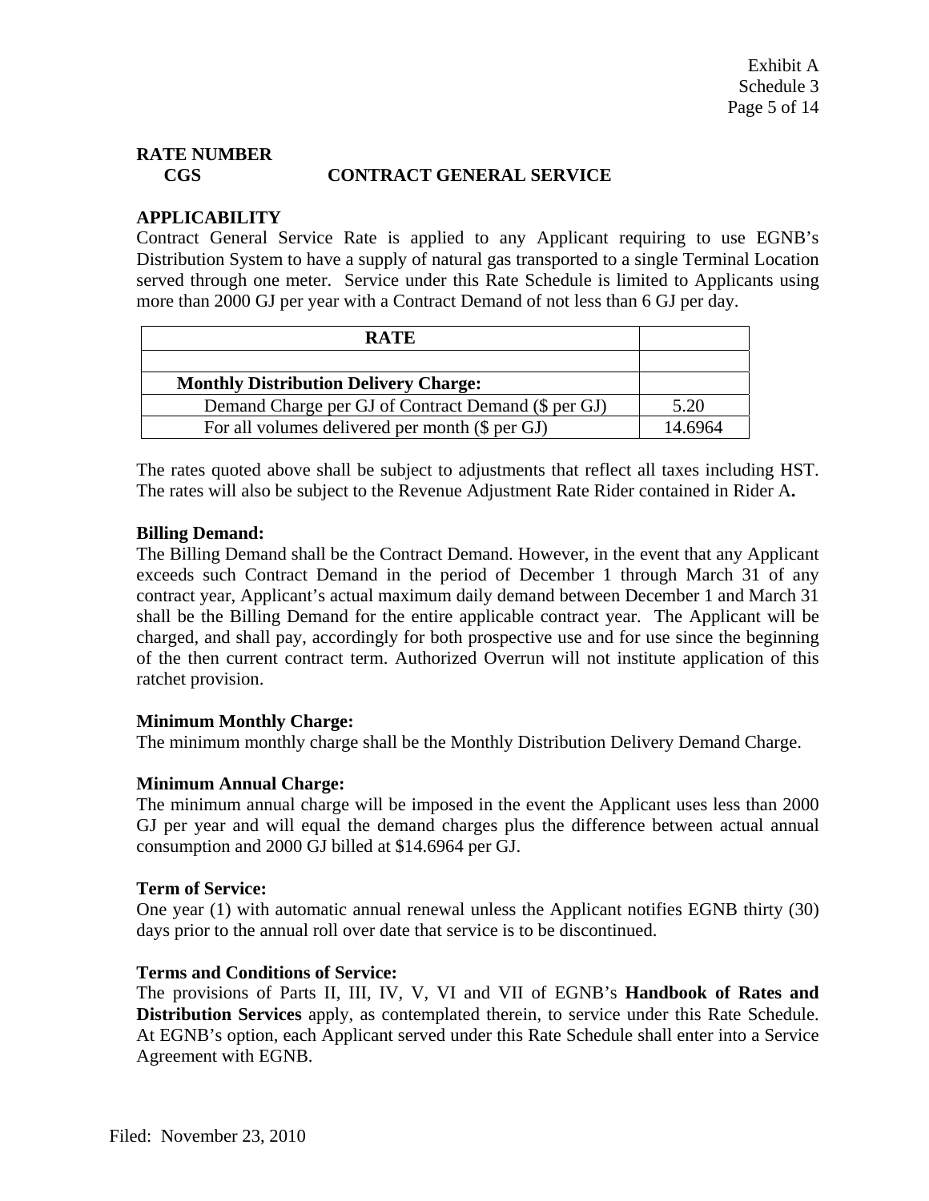## RATE NUMBER

## CGS CONTRACT GENERAL SERVICE

### APPLICABILITY

Contract General Service Rate is applied to any Applicant requiring to use EGNB's Distribution System to have a supply of natural gas transported to a single Terminal Location served through one meter. Service under this Rate Schedule is limited to Applicants using more than 2000 GJ per year with a Contract Demand of not less than 6 GJ per day.

| RATE | |
|---|---|
| | |
| **Monthly Distribution Delivery Charge:** | |
| Demand Charge per GJ of Contract Demand ($ per GJ) | 5.20 |
| For all volumes delivered per month ($ per GJ) | 14.6964 |

The rates quoted above shall be subject to adjustments that reflect all taxes including HST. The rates will also be subject to the Revenue Adjustment Rate Rider contained in Rider A**.**

**Billing Demand:**

The Billing Demand shall be the Contract Demand. However, in the event that any Applicant exceeds such Contract Demand in the period of December 1 through March 31 of any contract year, Applicant's actual maximum daily demand between December 1 and March 31 shall be the Billing Demand for the entire applicable contract year. The Applicant will be charged, and shall pay, accordingly for both prospective use and for use since the beginning of the then current contract term. Authorized Overrun will not institute application of this ratchet provision.

**Minimum Monthly Charge:**

The minimum monthly charge shall be the Monthly Distribution Delivery Demand Charge.

**Minimum Annual Charge:**

The minimum annual charge will be imposed in the event the Applicant uses less than 2000 GJ per year and will equal the demand charges plus the difference between actual annual consumption and 2000 GJ billed at $14.6964 per GJ.

**Term of Service:**

One year (1) with automatic annual renewal unless the Applicant notifies EGNB thirty (30) days prior to the annual roll over date that service is to be discontinued.

**Terms and Conditions of Service:**

The provisions of Parts II, III, IV, V, VI and VII of EGNB's **Handbook of Rates and Distribution Services** apply, as contemplated therein, to service under this Rate Schedule. At EGNB's option, each Applicant served under this Rate Schedule shall enter into a Service Agreement with EGNB.

Filed: November 23, 2010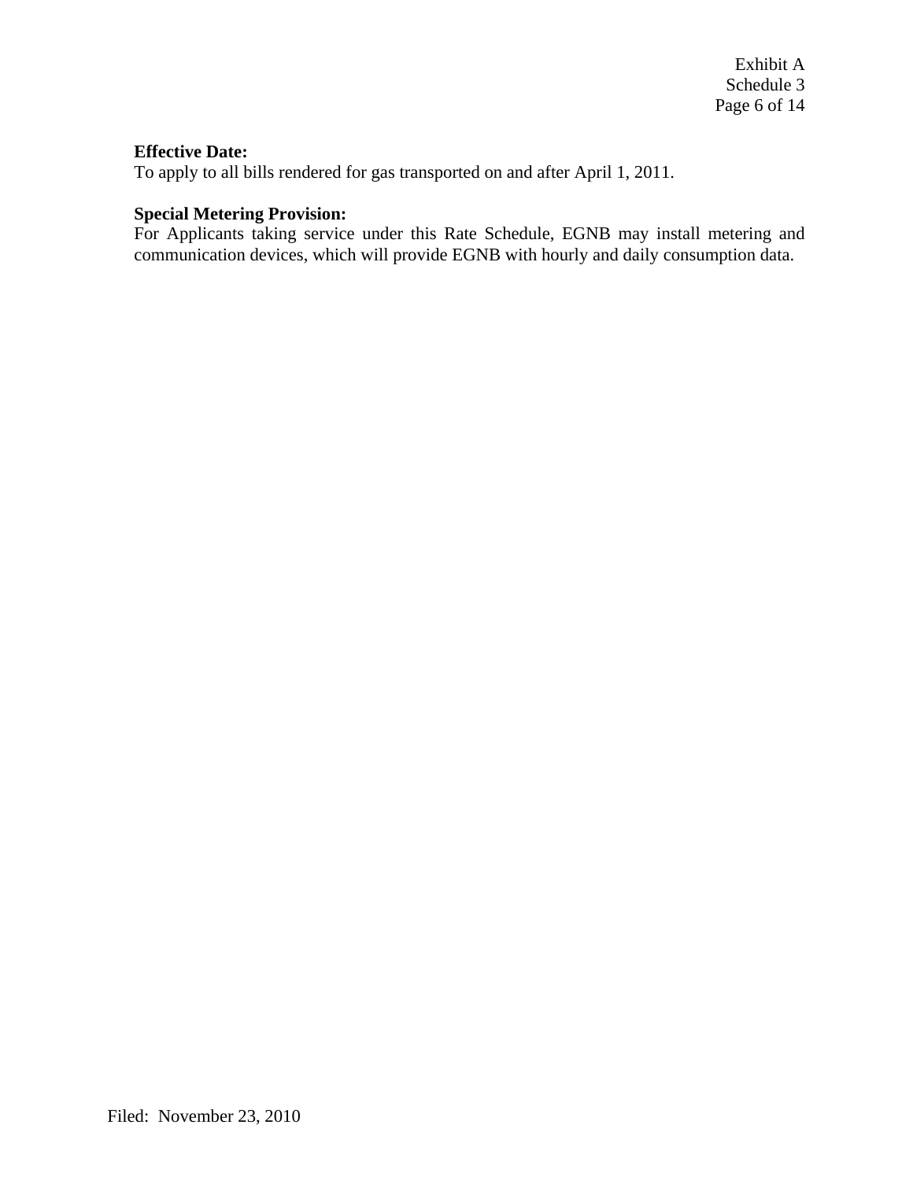**Effective Date:**
To apply to all bills rendered for gas transported on and after April 1, 2011.

**Special Metering Provision:**
For Applicants taking service under this Rate Schedule, EGNB may install metering and communication devices, which will provide EGNB with hourly and daily consumption data.

Filed: November 23, 2010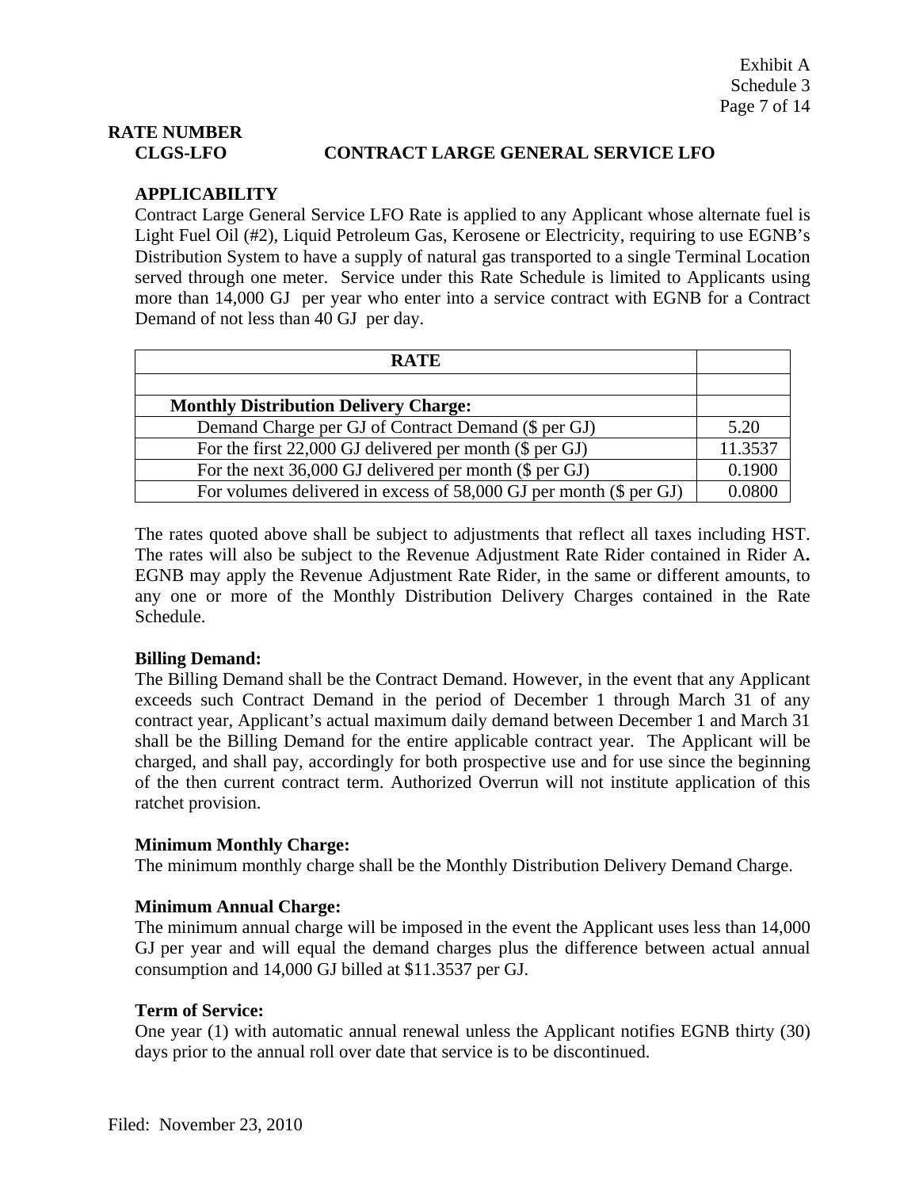Exhibit A
Schedule 3

**RATE NUMBER**

**CLGS-LFO CONTRACT LARGE GENERAL SERVICE LFO**

**APPLICABILITY**

Contract Large General Service LFO Rate is applied to any Applicant whose alternate fuel is Light Fuel Oil (#2), Liquid Petroleum Gas, Kerosene or Electricity, requiring to use EGNB's Distribution System to have a supply of natural gas transported to a single Terminal Location served through one meter. Service under this Rate Schedule is limited to Applicants using more than 14,000 GJ per year who enter into a service contract with EGNB for a Contract Demand of not less than 40 GJ per day.

| RATE | |
|---|---|
| | |
| **Monthly Distribution Delivery Charge:** | |
| Demand Charge per GJ of Contract Demand ($ per GJ) | 5.20 |
| For the first 22,000 GJ delivered per month ($ per GJ) | 11.3537 |
| For the next 36,000 GJ delivered per month ($ per GJ) | 0.1900 |
| For volumes delivered in excess of 58,000 GJ per month ($ per GJ) | 0.0800 |

The rates quoted above shall be subject to adjustments that reflect all taxes including HST. The rates will also be subject to the Revenue Adjustment Rate Rider contained in Rider A**.** EGNB may apply the Revenue Adjustment Rate Rider, in the same or different amounts, to any one or more of the Monthly Distribution Delivery Charges contained in the Rate Schedule.

**Billing Demand:**

The Billing Demand shall be the Contract Demand. However, in the event that any Applicant exceeds such Contract Demand in the period of December 1 through March 31 of any contract year, Applicant's actual maximum daily demand between December 1 and March 31 shall be the Billing Demand for the entire applicable contract year. The Applicant will be charged, and shall pay, accordingly for both prospective use and for use since the beginning of the then current contract term. Authorized Overrun will not institute application of this ratchet provision.

**Minimum Monthly Charge:**

The minimum monthly charge shall be the Monthly Distribution Delivery Demand Charge.

**Minimum Annual Charge:**

The minimum annual charge will be imposed in the event the Applicant uses less than 14,000 GJ per year and will equal the demand charges plus the difference between actual annual consumption and 14,000 GJ billed at $11.3537 per GJ.

**Term of Service:**

One year (1) with automatic annual renewal unless the Applicant notifies EGNB thirty (30) days prior to the annual roll over date that service is to be discontinued.

Filed: November 23, 2010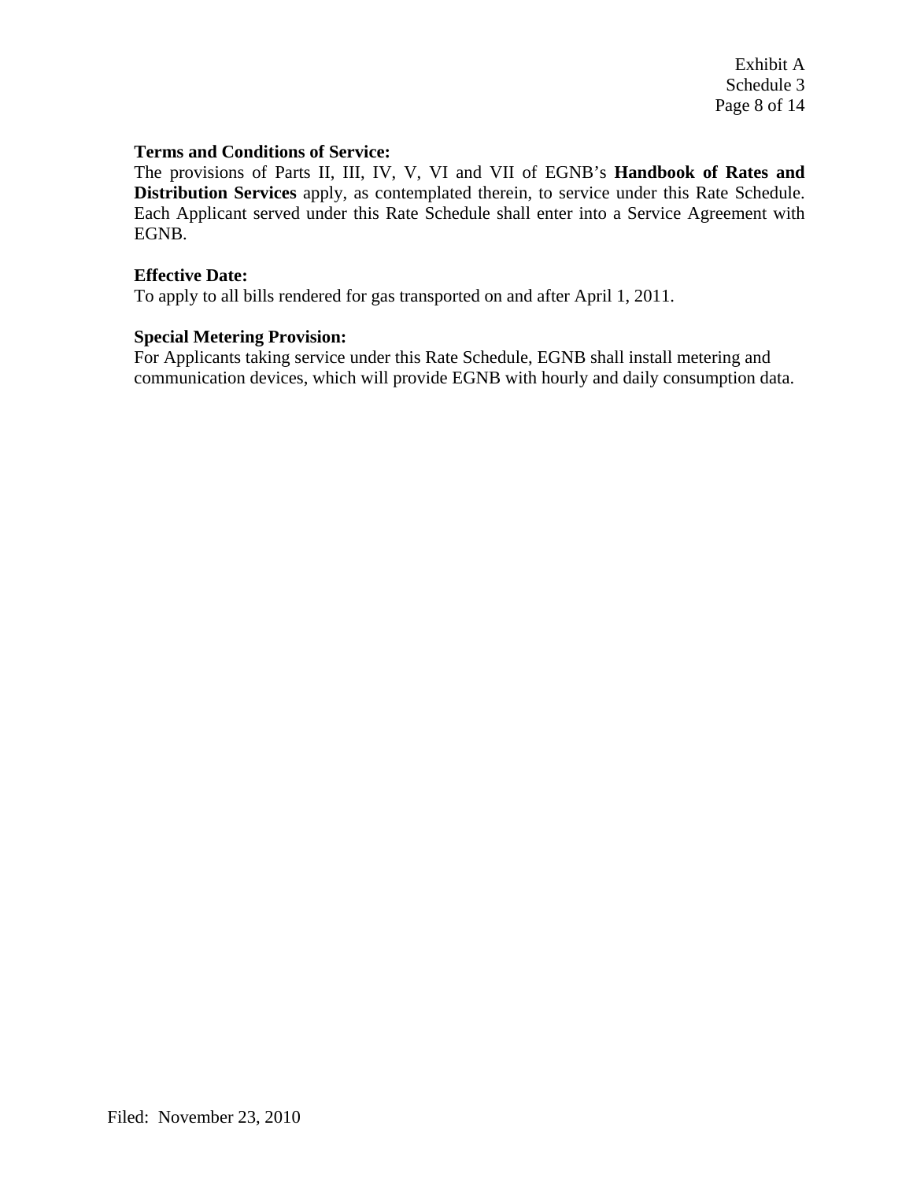**Terms and Conditions of Service:**
The provisions of Parts II, III, IV, V, VI and VII of EGNB's **Handbook of Rates and Distribution Services** apply, as contemplated therein, to service under this Rate Schedule. Each Applicant served under this Rate Schedule shall enter into a Service Agreement with EGNB.

**Effective Date:**
To apply to all bills rendered for gas transported on and after April 1, 2011.

**Special Metering Provision:**
For Applicants taking service under this Rate Schedule, EGNB shall install metering and communication devices, which will provide EGNB with hourly and daily consumption data.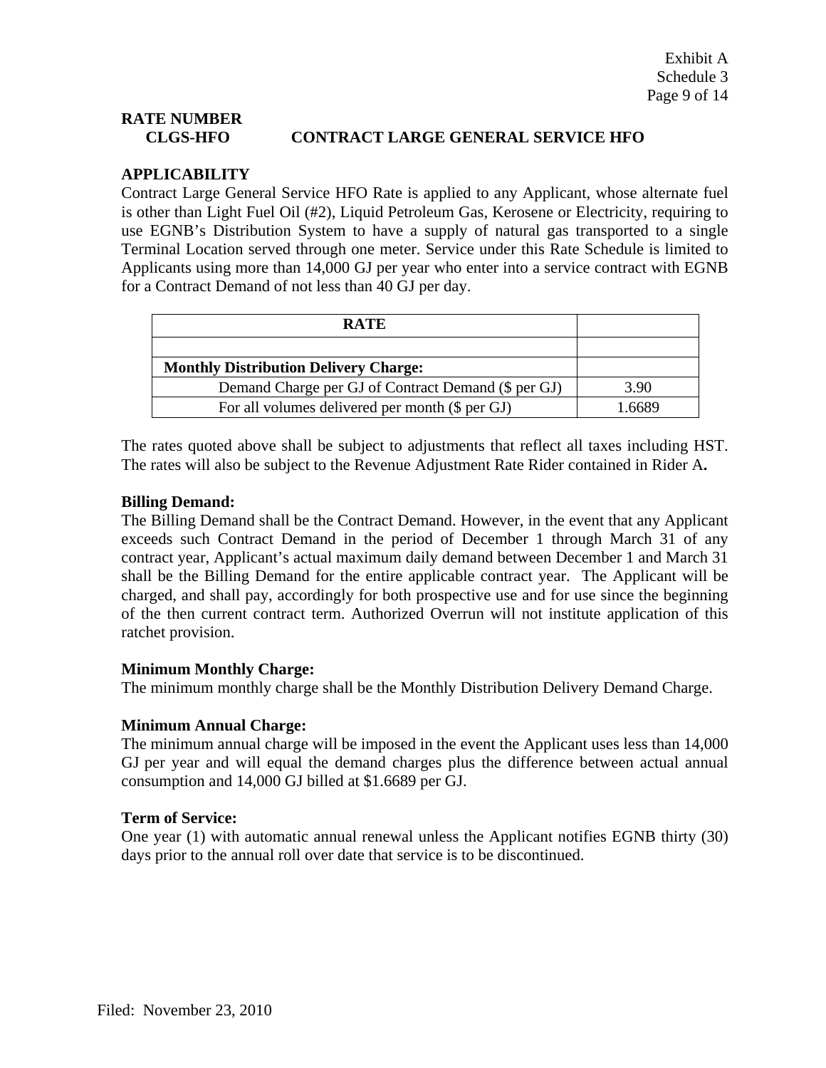Exhibit A
Schedule 3

**RATE NUMBER**
**CLGS-HFO** **CONTRACT LARGE GENERAL SERVICE HFO**

**APPLICABILITY**
Contract Large General Service HFO Rate is applied to any Applicant, whose alternate fuel is other than Light Fuel Oil (#2), Liquid Petroleum Gas, Kerosene or Electricity, requiring to use EGNB's Distribution System to have a supply of natural gas transported to a single Terminal Location served through one meter. Service under this Rate Schedule is limited to Applicants using more than 14,000 GJ per year who enter into a service contract with EGNB for a Contract Demand of not less than 40 GJ per day.

| RATE | |
|---|---|
| | |
| **Monthly Distribution Delivery Charge:** | |
| Demand Charge per GJ of Contract Demand ($ per GJ) | 3.90 |
| For all volumes delivered per month ($ per GJ) | 1.6689 |

The rates quoted above shall be subject to adjustments that reflect all taxes including HST. The rates will also be subject to the Revenue Adjustment Rate Rider contained in Rider A**.**

**Billing Demand:**
The Billing Demand shall be the Contract Demand. However, in the event that any Applicant exceeds such Contract Demand in the period of December 1 through March 31 of any contract year, Applicant's actual maximum daily demand between December 1 and March 31 shall be the Billing Demand for the entire applicable contract year. The Applicant will be charged, and shall pay, accordingly for both prospective use and for use since the beginning of the then current contract term. Authorized Overrun will not institute application of this ratchet provision.

**Minimum Monthly Charge:**
The minimum monthly charge shall be the Monthly Distribution Delivery Demand Charge.

**Minimum Annual Charge:**
The minimum annual charge will be imposed in the event the Applicant uses less than 14,000 GJ per year and will equal the demand charges plus the difference between actual annual consumption and 14,000 GJ billed at $1.6689 per GJ.

**Term of Service:**
One year (1) with automatic annual renewal unless the Applicant notifies EGNB thirty (30) days prior to the annual roll over date that service is to be discontinued.

Filed: November 23, 2010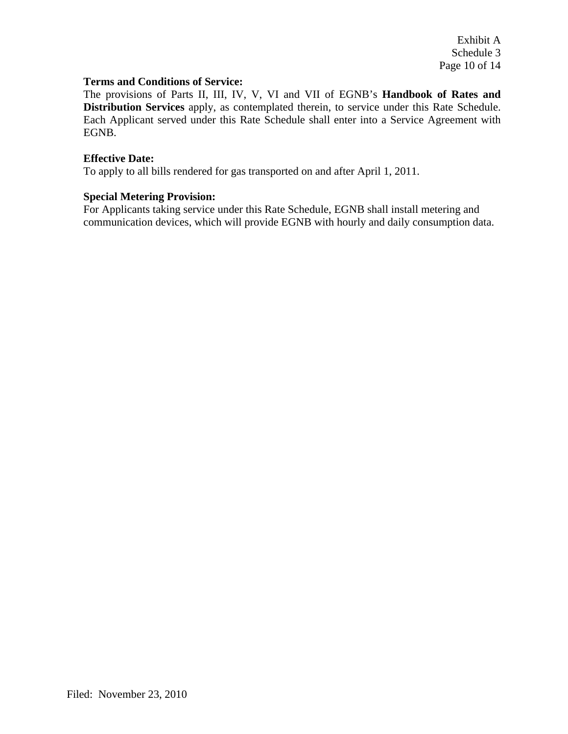**Terms and Conditions of Service:**
The provisions of Parts II, III, IV, V, VI and VII of EGNB's **Handbook of Rates and Distribution Services** apply, as contemplated therein, to service under this Rate Schedule. Each Applicant served under this Rate Schedule shall enter into a Service Agreement with EGNB.

**Effective Date:**
To apply to all bills rendered for gas transported on and after April 1, 2011.

**Special Metering Provision:**
For Applicants taking service under this Rate Schedule, EGNB shall install metering and communication devices, which will provide EGNB with hourly and daily consumption data.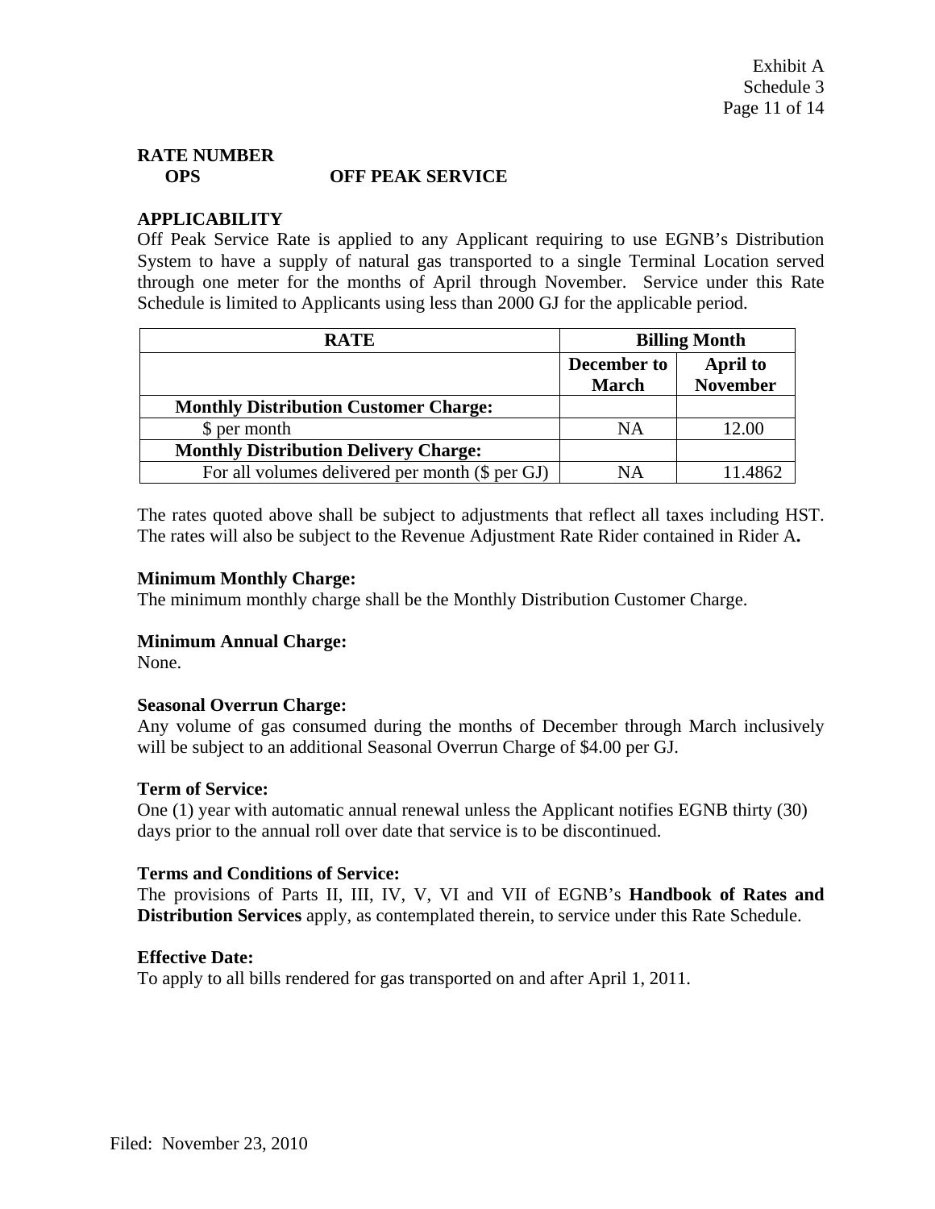Exhibit A
Schedule 3

**RATE NUMBER**
**OPS** **OFF PEAK SERVICE**

**APPLICABILITY**
Off Peak Service Rate is applied to any Applicant requiring to use EGNB's Distribution System to have a supply of natural gas transported to a single Terminal Location served through one meter for the months of April through November. Service under this Rate Schedule is limited to Applicants using less than 2000 GJ for the applicable period.

| RATE | Billing Month | |
|---|---|---|
| | December to March | April to November |
| **Monthly Distribution Customer Charge:** | | |
| $ per month | NA | 12.00 |
| **Monthly Distribution Delivery Charge:** | | |
| For all volumes delivered per month ($ per GJ) | NA | 11.4862 |

The rates quoted above shall be subject to adjustments that reflect all taxes including HST. The rates will also be subject to the Revenue Adjustment Rate Rider contained in Rider A**.**

**Minimum Monthly Charge:**
The minimum monthly charge shall be the Monthly Distribution Customer Charge.

**Minimum Annual Charge:**
None.

**Seasonal Overrun Charge:**
Any volume of gas consumed during the months of December through March inclusively will be subject to an additional Seasonal Overrun Charge of $4.00 per GJ.

**Term of Service:**
One (1) year with automatic annual renewal unless the Applicant notifies EGNB thirty (30) days prior to the annual roll over date that service is to be discontinued.

**Terms and Conditions of Service:**
The provisions of Parts II, III, IV, V, VI and VII of EGNB's **Handbook of Rates and Distribution Services** apply, as contemplated therein, to service under this Rate Schedule.

**Effective Date:**
To apply to all bills rendered for gas transported on and after April 1, 2011.

Filed: November 23, 2010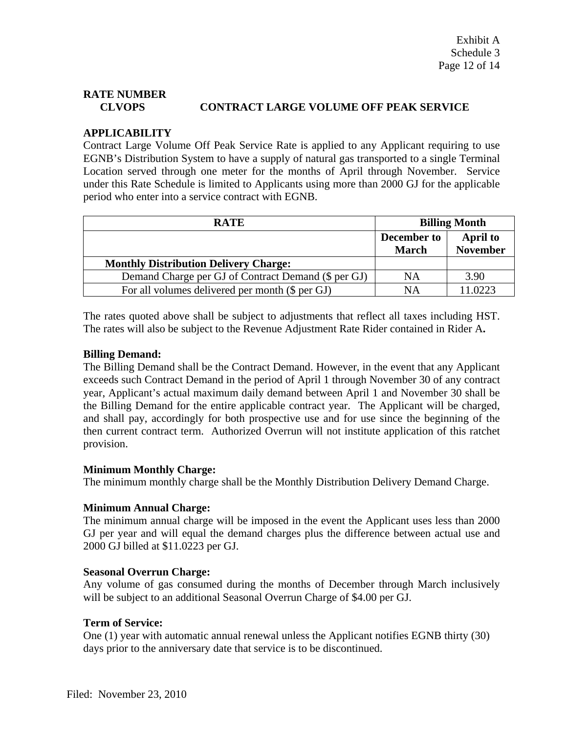Exhibit A
Schedule 3
Page 12 of 14

**RATE NUMBER**
**CLVOPS** **CONTRACT LARGE VOLUME OFF PEAK SERVICE**

**APPLICABILITY**
Contract Large Volume Off Peak Service Rate is applied to any Applicant requiring to use EGNB's Distribution System to have a supply of natural gas transported to a single Terminal Location served through one meter for the months of April through November. Service under this Rate Schedule is limited to Applicants using more than 2000 GJ for the applicable period who enter into a service contract with EGNB.

| RATE | Billing Month | |
|---|---|---|
| | **December to March** | **April to November** |
| **Monthly Distribution Delivery Charge:** | | |
| Demand Charge per GJ of Contract Demand ($ per GJ) | NA | 3.90 |
| For all volumes delivered per month ($ per GJ) | NA | 11.0223 |

The rates quoted above shall be subject to adjustments that reflect all taxes including HST. The rates will also be subject to the Revenue Adjustment Rate Rider contained in Rider A**.**

**Billing Demand:**
The Billing Demand shall be the Contract Demand. However, in the event that any Applicant exceeds such Contract Demand in the period of April 1 through November 30 of any contract year, Applicant's actual maximum daily demand between April 1 and November 30 shall be the Billing Demand for the entire applicable contract year. The Applicant will be charged, and shall pay, accordingly for both prospective use and for use since the beginning of the then current contract term. Authorized Overrun will not institute application of this ratchet provision.

**Minimum Monthly Charge:**
The minimum monthly charge shall be the Monthly Distribution Delivery Demand Charge.

**Minimum Annual Charge:**
The minimum annual charge will be imposed in the event the Applicant uses less than 2000 GJ per year and will equal the demand charges plus the difference between actual use and 2000 GJ billed at $11.0223 per GJ.

**Seasonal Overrun Charge:**
Any volume of gas consumed during the months of December through March inclusively will be subject to an additional Seasonal Overrun Charge of $4.00 per GJ.

**Term of Service:**
One (1) year with automatic annual renewal unless the Applicant notifies EGNB thirty (30) days prior to the anniversary date that service is to be discontinued.

Filed: November 23, 2010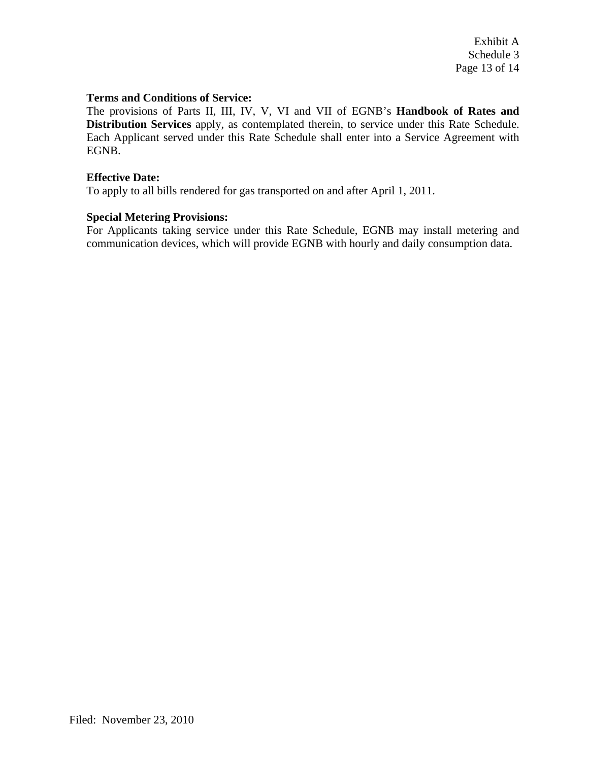**Terms and Conditions of Service:**
The provisions of Parts II, III, IV, V, VI and VII of EGNB's **Handbook of Rates and Distribution Services** apply, as contemplated therein, to service under this Rate Schedule. Each Applicant served under this Rate Schedule shall enter into a Service Agreement with EGNB.

**Effective Date:**
To apply to all bills rendered for gas transported on and after April 1, 2011.

**Special Metering Provisions:**
For Applicants taking service under this Rate Schedule, EGNB may install metering and communication devices, which will provide EGNB with hourly and daily consumption data.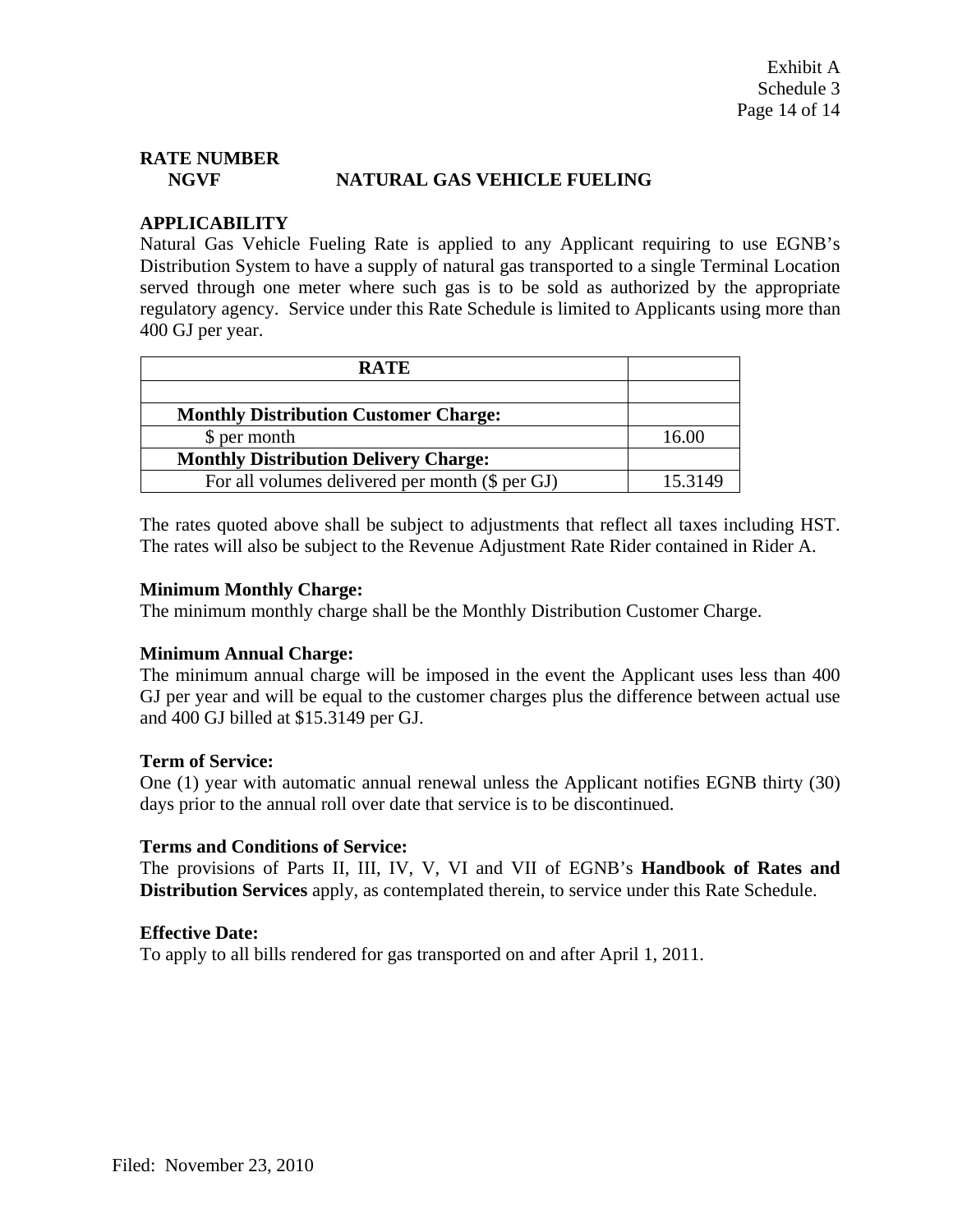**RATE NUMBER**
**NGVF NATURAL GAS VEHICLE FUELING**

**APPLICABILITY**
Natural Gas Vehicle Fueling Rate is applied to any Applicant requiring to use EGNB's Distribution System to have a supply of natural gas transported to a single Terminal Location served through one meter where such gas is to be sold as authorized by the appropriate regulatory agency. Service under this Rate Schedule is limited to Applicants using more than 400 GJ per year.

| **RATE** | |
|---|---|
| | |
| **Monthly Distribution Customer Charge:** | |
| $ per month | 16.00 |
| **Monthly Distribution Delivery Charge:** | |
| For all volumes delivered per month ($ per GJ) | 15.3149 |

The rates quoted above shall be subject to adjustments that reflect all taxes including HST. The rates will also be subject to the Revenue Adjustment Rate Rider contained in Rider A.

**Minimum Monthly Charge:**
The minimum monthly charge shall be the Monthly Distribution Customer Charge.

**Minimum Annual Charge:**
The minimum annual charge will be imposed in the event the Applicant uses less than 400 GJ per year and will be equal to the customer charges plus the difference between actual use and 400 GJ billed at $15.3149 per GJ.

**Term of Service:**
One (1) year with automatic annual renewal unless the Applicant notifies EGNB thirty (30) days prior to the annual roll over date that service is to be discontinued.

**Terms and Conditions of Service:**
The provisions of Parts II, III, IV, V, VI and VII of EGNB's **Handbook of Rates and Distribution Services** apply, as contemplated therein, to service under this Rate Schedule.

**Effective Date:**
To apply to all bills rendered for gas transported on and after April 1, 2011.

Filed: November 23, 2010